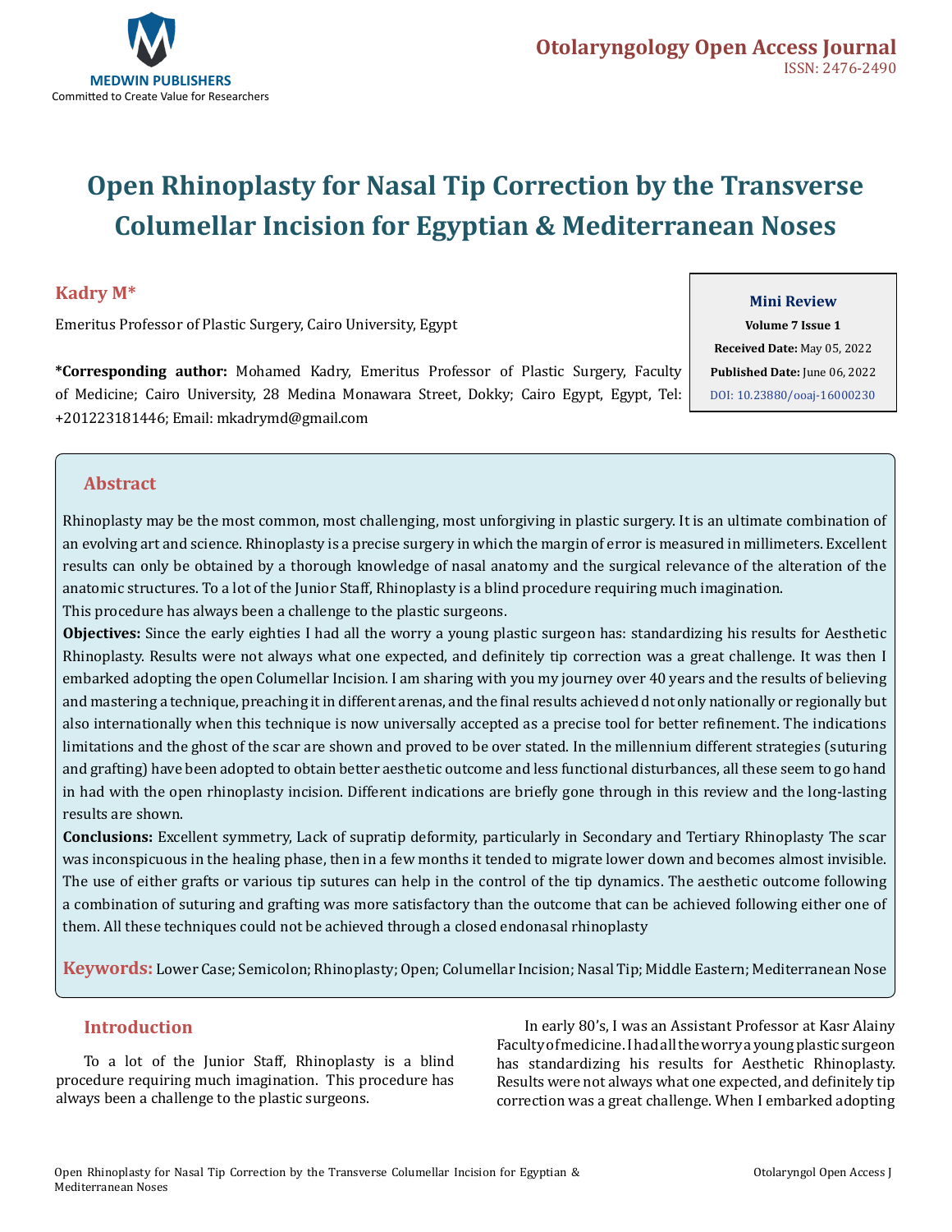# Open Rhinoplasty for Nasal Tip Correction by the Transverse Columellar Incision for Egyptian & Mediterranean Noses

**Kadry M***

Emeritus Professor of Plastic Surgery, Cairo University, Egypt

**\*Corresponding author:** Mohamed Kadry, Emeritus Professor of Plastic Surgery, Faculty of Medicine; Cairo University, 28 Medina Monawara Street, Dokky; Cairo Egypt, Egypt, Tel: +201223181446; Email: mkadrymd@gmail.com

**Mini Review**
**Volume 7 Issue 1**
**Received Date:** May 05, 2022
**Published Date:** June 06, 2022
DOI: 10.23880/ooaj-16000230

## Abstract

Rhinoplasty may be the most common, most challenging, most unforgiving in plastic surgery. It is an ultimate combination of an evolving art and science. Rhinoplasty is a precise surgery in which the margin of error is measured in millimeters. Excellent results can only be obtained by a thorough knowledge of nasal anatomy and the surgical relevance of the alteration of the anatomic structures. To a lot of the Junior Staff, Rhinoplasty is a blind procedure requiring much imagination.
This procedure has always been a challenge to the plastic surgeons.

**Objectives:** Since the early eighties I had all the worry a young plastic surgeon has: standardizing his results for Aesthetic Rhinoplasty. Results were not always what one expected, and definitely tip correction was a great challenge. It was then I embarked adopting the open Columellar Incision. I am sharing with you my journey over 40 years and the results of believing and mastering a technique, preaching it in different arenas, and the final results achieved d not only nationally or regionally but also internationally when this technique is now universally accepted as a precise tool for better refinement. The indications limitations and the ghost of the scar are shown and proved to be over stated. In the millennium different strategies (suturing and grafting) have been adopted to obtain better aesthetic outcome and less functional disturbances, all these seem to go hand in had with the open rhinoplasty incision. Different indications are briefly gone through in this review and the long-lasting results are shown.

**Conclusions:** Excellent symmetry, Lack of supratip deformity, particularly in Secondary and Tertiary Rhinoplasty The scar was inconspicuous in the healing phase, then in a few months it tended to migrate lower down and becomes almost invisible. The use of either grafts or various tip sutures can help in the control of the tip dynamics. The aesthetic outcome following a combination of suturing and grafting was more satisfactory than the outcome that can be achieved following either one of them. All these techniques could not be achieved through a closed endonasal rhinoplasty

**Keywords:** Lower Case; Semicolon; Rhinoplasty; Open; Columellar Incision; Nasal Tip; Middle Eastern; Mediterranean Nose

## Introduction

To a lot of the Junior Staff, Rhinoplasty is a blind procedure requiring much imagination. This procedure has always been a challenge to the plastic surgeons.

In early 80's, I was an Assistant Professor at Kasr Alainy Faculty of medicine. I had all the worry a young plastic surgeon has standardizing his results for Aesthetic Rhinoplasty. Results were not always what one expected, and definitely tip correction was a great challenge. When I embarked adopting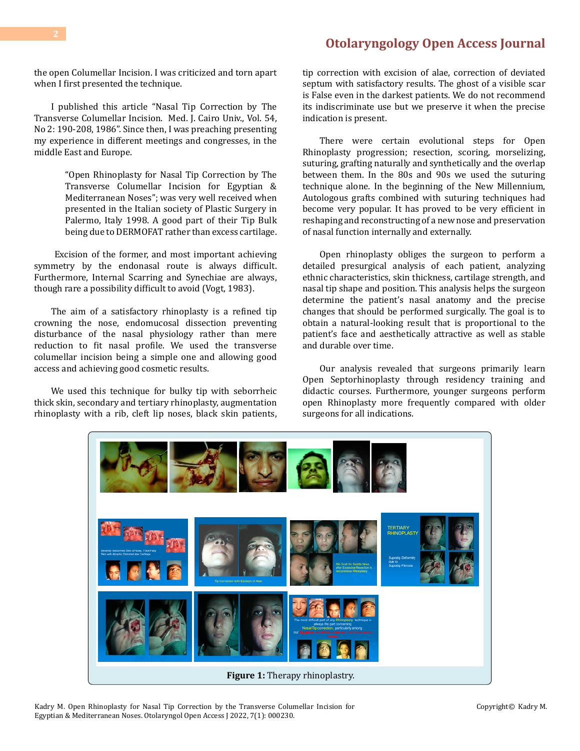the open Columellar Incision. I was criticized and torn apart when I first presented the technique.

I published this article "Nasal Tip Correction by The Transverse Columellar Incision. Med. J. Cairo Univ., Vol. 54, No 2: 190-208, 1986". Since then, I was preaching presenting my experience in different meetings and congresses, in the middle East and Europe.

> "Open Rhinoplasty for Nasal Tip Correction by The Transverse Columellar Incision for Egyptian & Mediterranean Noses"; was very well received when presented in the Italian society of Plastic Surgery in Palermo, Italy 1998. A good part of their Tip Bulk being due to DERMOFAT rather than excess cartilage.

Excision of the former, and most important achieving symmetry by the endonasal route is always difficult. Furthermore, Internal Scarring and Synechiae are always, though rare a possibility difficult to avoid (Vogt, 1983).

The aim of a satisfactory rhinoplasty is a refined tip crowning the nose, endomucosal dissection preventing disturbance of the nasal physiology rather than mere reduction to fit nasal profile. We used the transverse columellar incision being a simple one and allowing good access and achieving good cosmetic results.

We used this technique for bulky tip with seborrheic thick skin, secondary and tertiary rhinoplasty, augmentation rhinoplasty with a rib, cleft lip noses, black skin patients, tip correction with excision of alae, correction of deviated septum with satisfactory results. The ghost of a visible scar is False even in the darkest patients. We do not recommend its indiscriminate use but we preserve it when the precise indication is present.

There were certain evolutional steps for Open Rhinoplasty progression; resection, scoring, morselizing, suturing, grafting naturally and synthetically and the overlap between them. In the 80s and 90s we used the suturing technique alone. In the beginning of the New Millennium, Autologous grafts combined with suturing techniques had become very popular. It has proved to be very efficient in reshaping and reconstructing of a new nose and preservation of nasal function internally and externally.

Open rhinoplasty obliges the surgeon to perform a detailed presurgical analysis of each patient, analyzing ethnic characteristics, skin thickness, cartilage strength, and nasal tip shape and position. This analysis helps the surgeon determine the patient's nasal anatomy and the precise changes that should be performed surgically. The goal is to obtain a natural-looking result that is proportional to the patient's face and aesthetically attractive as well as stable and durable over time.

Our analysis revealed that surgeons primarily learn Open Septorhinoplasty through residency training and didactic courses. Furthermore, younger surgeons perform open Rhinoplasty more frequently compared with older surgeons for all indications.

**Figure 1:** Therapy rhinoplasty.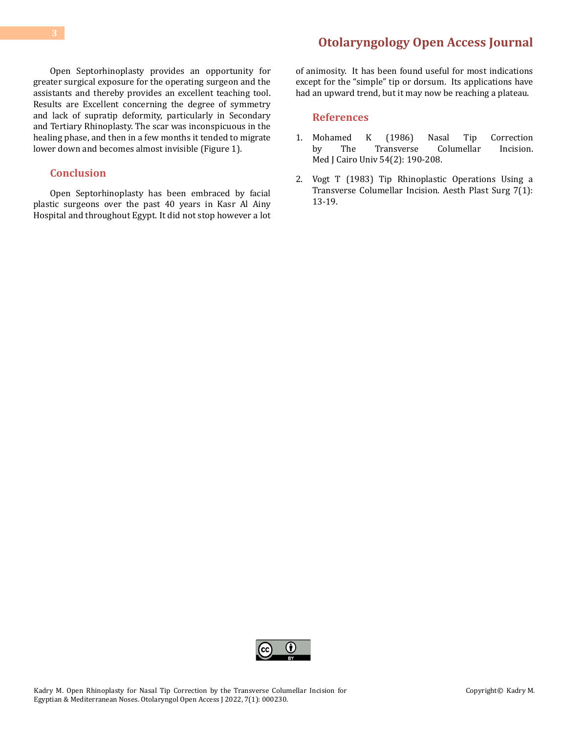Open Septorhinoplasty provides an opportunity for greater surgical exposure for the operating surgeon and the assistants and thereby provides an excellent teaching tool. Results are Excellent concerning the degree of symmetry and lack of supratip deformity, particularly in Secondary and Tertiary Rhinoplasty. The scar was inconspicuous in the healing phase, and then in a few months it tended to migrate lower down and becomes almost invisible (Figure 1).

## Conclusion

Open Septorhinoplasty has been embraced by facial plastic surgeons over the past 40 years in Kasr Al Ainy Hospital and throughout Egypt. It did not stop however a lot of animosity. It has been found useful for most indications except for the "simple" tip or dorsum. Its applications have had an upward trend, but it may now be reaching a plateau.

## References

1. Mohamed K (1986) Nasal Tip Correction by The Transverse Columellar Incision. Med J Cairo Univ 54(2): 190-208.
2. Vogt T (1983) Tip Rhinoplastic Operations Using a Transverse Columellar Incision. Aesth Plast Surg 7(1): 13-19.